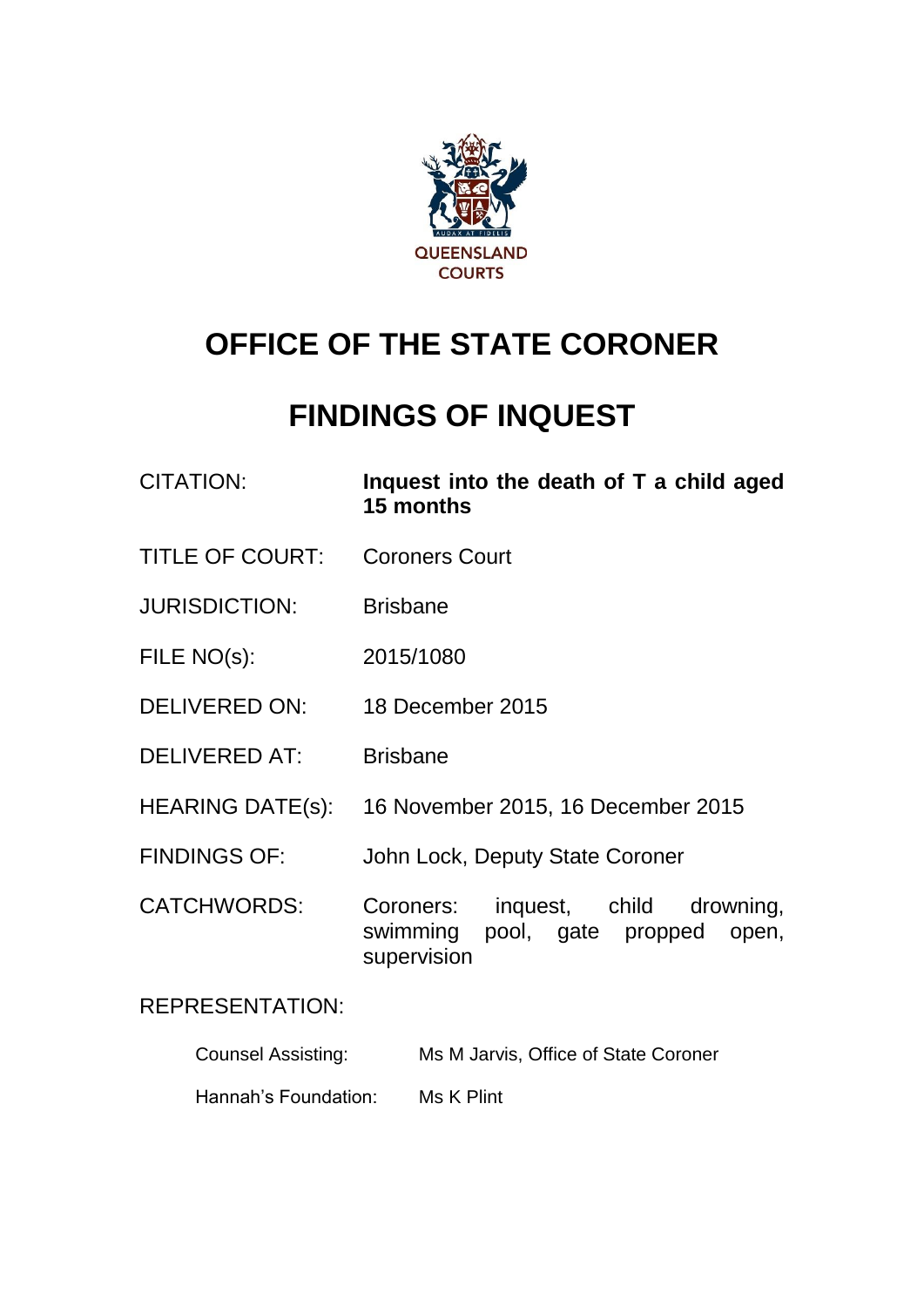QUEENSLAND COURTS

# OFFICE OF THE STATE CORONER

# FINDINGS OF INQUEST

| | |
|---|---|
| CITATION: | **Inquest into the death of T a child aged 15 months** |
| TITLE OF COURT: | Coroners Court |
| JURISDICTION: | Brisbane |
| FILE NO(s): | 2015/1080 |
| DELIVERED ON: | 18 December 2015 |
| DELIVERED AT: | Brisbane |
| HEARING DATE(s): | 16 November 2015, 16 December 2015 |
| FINDINGS OF: | John Lock, Deputy State Coroner |
| CATCHWORDS: | Coroners: inquest, child drowning, swimming pool, gate propped open, supervision |

REPRESENTATION:

| | |
|---|---|
| Counsel Assisting: | Ms M Jarvis, Office of State Coroner |
| Hannah's Foundation: | Ms K Plint |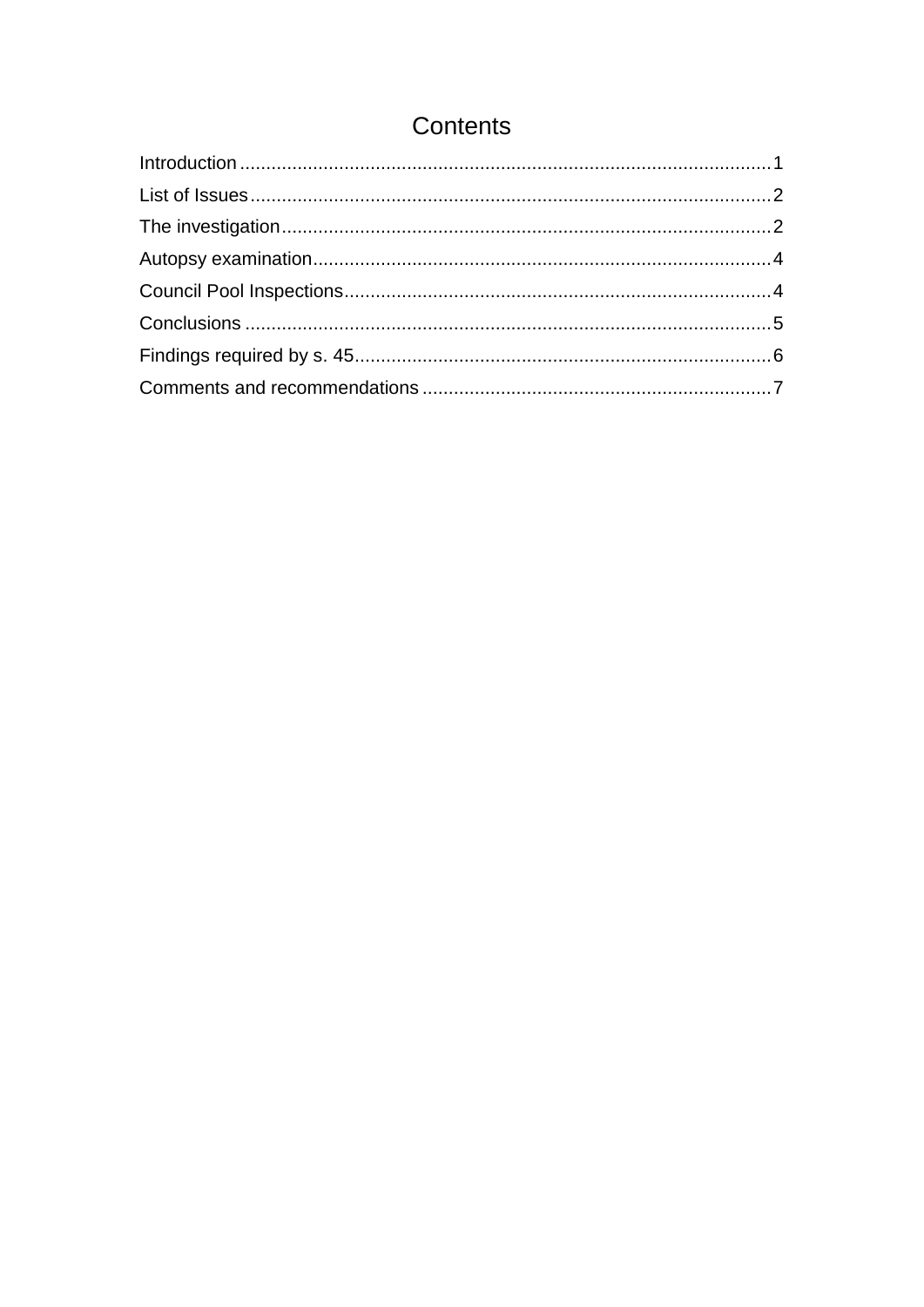# Contents

Introduction ..................................................................................................... 1
List of Issues ................................................................................................... 2
The investigation ............................................................................................. 2
Autopsy examination ....................................................................................... 4
Council Pool Inspections ................................................................................. 4
Conclusions .................................................................................................... 5
Findings required by s. 45 ............................................................................... 6
Comments and recommendations .................................................................. 7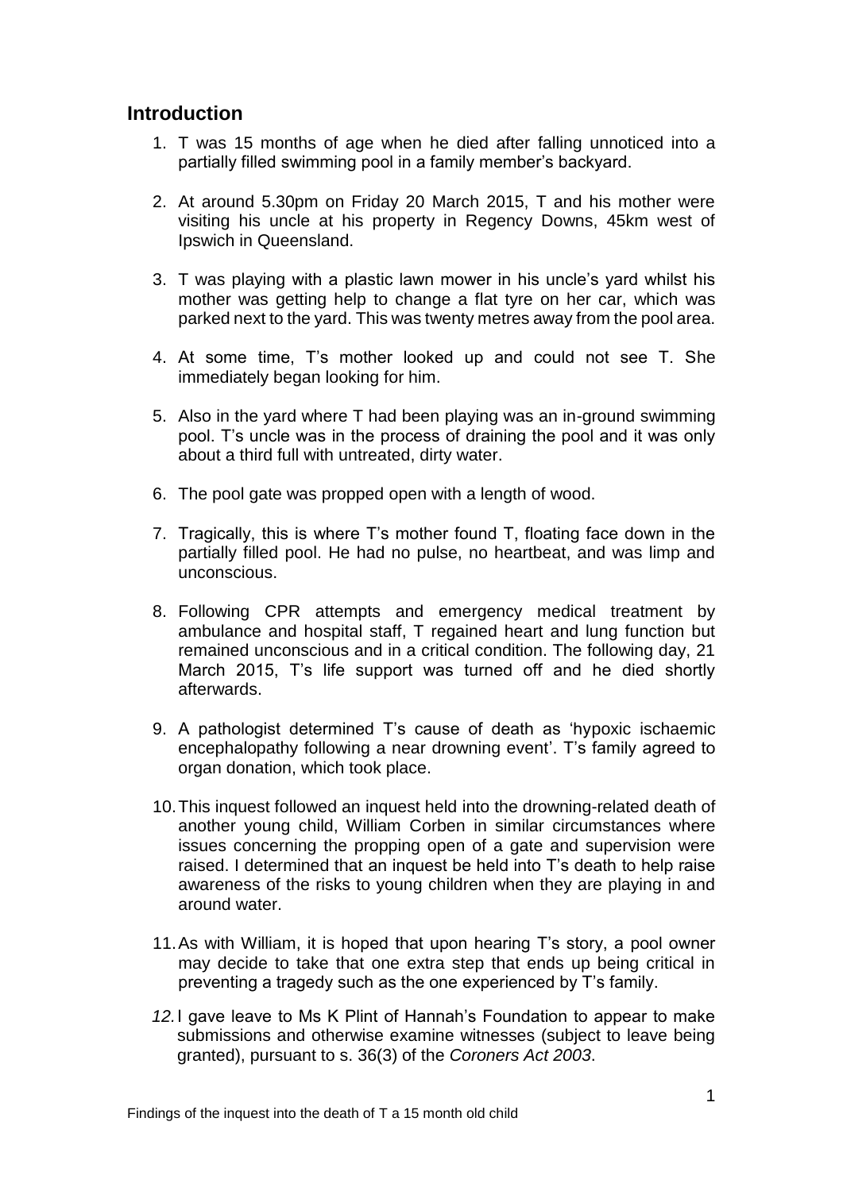## Introduction

1. T was 15 months of age when he died after falling unnoticed into a partially filled swimming pool in a family member's backyard.

2. At around 5.30pm on Friday 20 March 2015, T and his mother were visiting his uncle at his property in Regency Downs, 45km west of Ipswich in Queensland.

3. T was playing with a plastic lawn mower in his uncle's yard whilst his mother was getting help to change a flat tyre on her car, which was parked next to the yard. This was twenty metres away from the pool area.

4. At some time, T's mother looked up and could not see T. She immediately began looking for him.

5. Also in the yard where T had been playing was an in-ground swimming pool. T's uncle was in the process of draining the pool and it was only about a third full with untreated, dirty water.

6. The pool gate was propped open with a length of wood.

7. Tragically, this is where T's mother found T, floating face down in the partially filled pool. He had no pulse, no heartbeat, and was limp and unconscious.

8. Following CPR attempts and emergency medical treatment by ambulance and hospital staff, T regained heart and lung function but remained unconscious and in a critical condition. The following day, 21 March 2015, T's life support was turned off and he died shortly afterwards.

9. A pathologist determined T's cause of death as 'hypoxic ischaemic encephalopathy following a near drowning event'. T's family agreed to organ donation, which took place.

10. This inquest followed an inquest held into the drowning-related death of another young child, William Corben in similar circumstances where issues concerning the propping open of a gate and supervision were raised. I determined that an inquest be held into T's death to help raise awareness of the risks to young children when they are playing in and around water.

11. As with William, it is hoped that upon hearing T's story, a pool owner may decide to take that one extra step that ends up being critical in preventing a tragedy such as the one experienced by T's family.

12. I gave leave to Ms K Plint of Hannah's Foundation to appear to make submissions and otherwise examine witnesses (subject to leave being granted), pursuant to s. 36(3) of the *Coroners Act 2003*.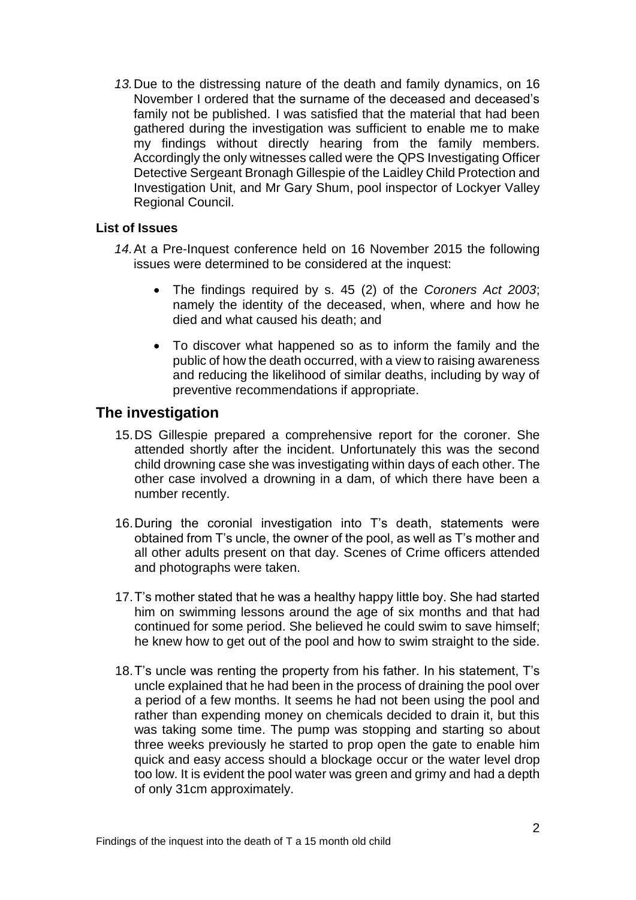*13.* Due to the distressing nature of the death and family dynamics, on 16 November I ordered that the surname of the deceased and deceased's family not be published. I was satisfied that the material that had been gathered during the investigation was sufficient to enable me to make my findings without directly hearing from the family members. Accordingly the only witnesses called were the QPS Investigating Officer Detective Sergeant Bronagh Gillespie of the Laidley Child Protection and Investigation Unit, and Mr Gary Shum, pool inspector of Lockyer Valley Regional Council.

### List of Issues

*14.* At a Pre-Inquest conference held on 16 November 2015 the following issues were determined to be considered at the inquest:

- The findings required by s. 45 (2) of the *Coroners Act 2003*; namely the identity of the deceased, when, where and how he died and what caused his death; and
- To discover what happened so as to inform the family and the public of how the death occurred, with a view to raising awareness and reducing the likelihood of similar deaths, including by way of preventive recommendations if appropriate.

## The investigation

15. DS Gillespie prepared a comprehensive report for the coroner. She attended shortly after the incident. Unfortunately this was the second child drowning case she was investigating within days of each other. The other case involved a drowning in a dam, of which there have been a number recently.

16. During the coronial investigation into T's death, statements were obtained from T's uncle, the owner of the pool, as well as T's mother and all other adults present on that day. Scenes of Crime officers attended and photographs were taken.

17. T's mother stated that he was a healthy happy little boy. She had started him on swimming lessons around the age of six months and that had continued for some period. She believed he could swim to save himself; he knew how to get out of the pool and how to swim straight to the side.

18. T's uncle was renting the property from his father. In his statement, T's uncle explained that he had been in the process of draining the pool over a period of a few months. It seems he had not been using the pool and rather than expending money on chemicals decided to drain it, but this was taking some time. The pump was stopping and starting so about three weeks previously he started to prop open the gate to enable him quick and easy access should a blockage occur or the water level drop too low. It is evident the pool water was green and grimy and had a depth of only 31cm approximately.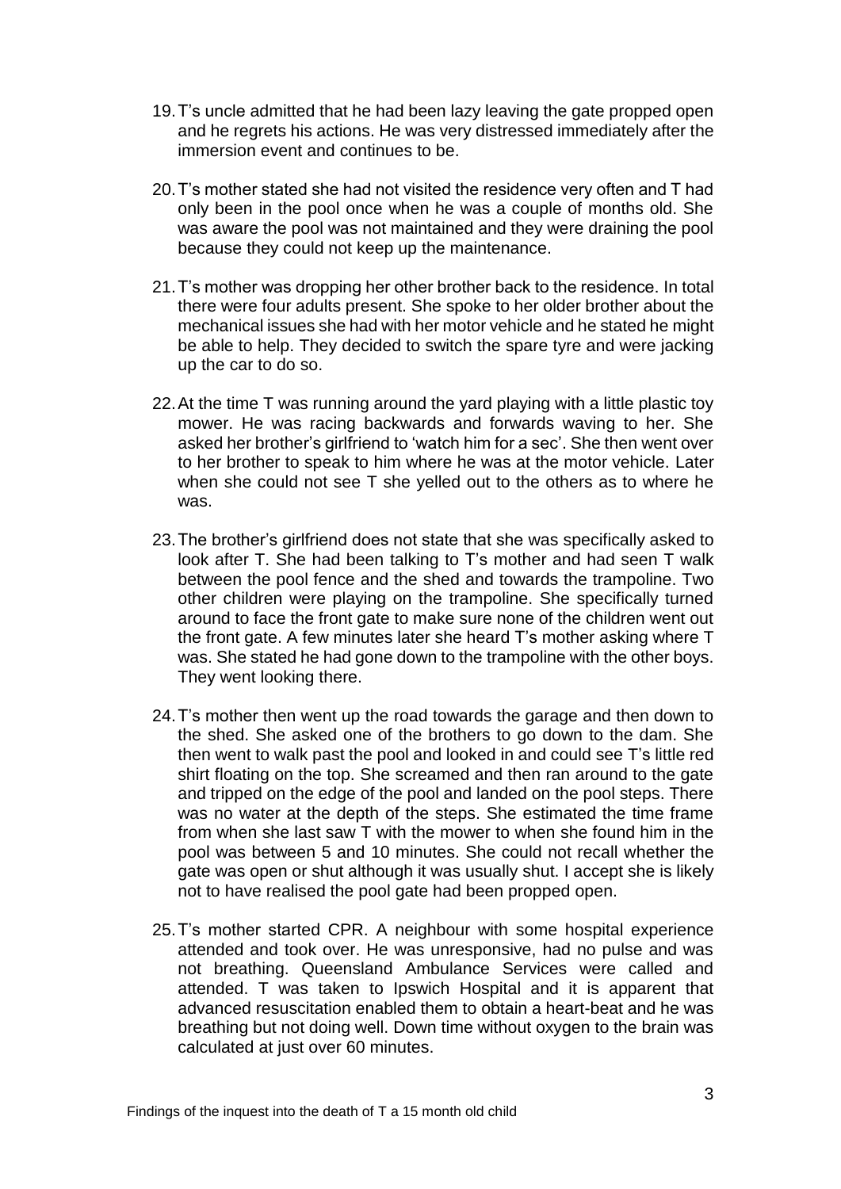19. T's uncle admitted that he had been lazy leaving the gate propped open and he regrets his actions. He was very distressed immediately after the immersion event and continues to be.

20. T's mother stated she had not visited the residence very often and T had only been in the pool once when he was a couple of months old. She was aware the pool was not maintained and they were draining the pool because they could not keep up the maintenance.

21. T's mother was dropping her other brother back to the residence. In total there were four adults present. She spoke to her older brother about the mechanical issues she had with her motor vehicle and he stated he might be able to help. They decided to switch the spare tyre and were jacking up the car to do so.

22. At the time T was running around the yard playing with a little plastic toy mower. He was racing backwards and forwards waving to her. She asked her brother's girlfriend to 'watch him for a sec'. She then went over to her brother to speak to him where he was at the motor vehicle. Later when she could not see T she yelled out to the others as to where he was.

23. The brother's girlfriend does not state that she was specifically asked to look after T. She had been talking to T's mother and had seen T walk between the pool fence and the shed and towards the trampoline. Two other children were playing on the trampoline. She specifically turned around to face the front gate to make sure none of the children went out the front gate. A few minutes later she heard T's mother asking where T was. She stated he had gone down to the trampoline with the other boys. They went looking there.

24. T's mother then went up the road towards the garage and then down to the shed. She asked one of the brothers to go down to the dam. She then went to walk past the pool and looked in and could see T's little red shirt floating on the top. She screamed and then ran around to the gate and tripped on the edge of the pool and landed on the pool steps. There was no water at the depth of the steps. She estimated the time frame from when she last saw T with the mower to when she found him in the pool was between 5 and 10 minutes. She could not recall whether the gate was open or shut although it was usually shut. I accept she is likely not to have realised the pool gate had been propped open.

25. T's mother started CPR. A neighbour with some hospital experience attended and took over. He was unresponsive, had no pulse and was not breathing. Queensland Ambulance Services were called and attended. T was taken to Ipswich Hospital and it is apparent that advanced resuscitation enabled them to obtain a heart-beat and he was breathing but not doing well. Down time without oxygen to the brain was calculated at just over 60 minutes.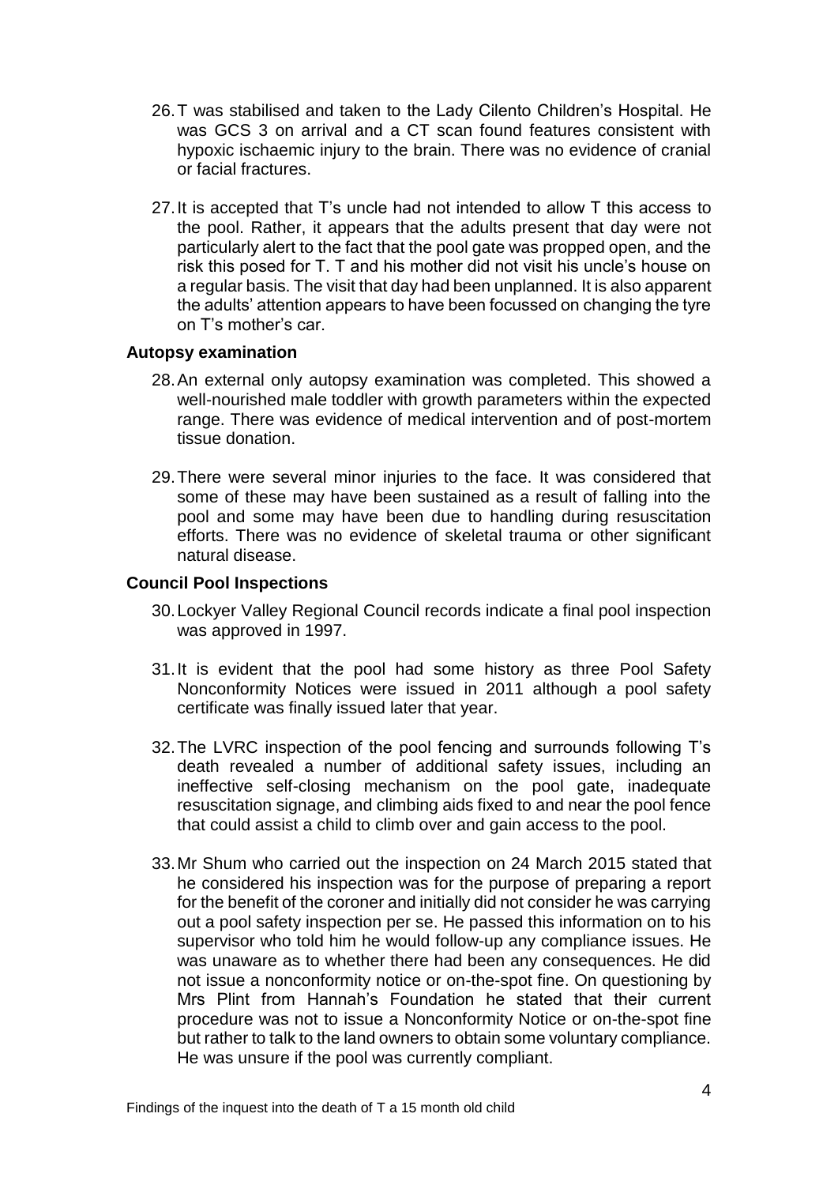26. T was stabilised and taken to the Lady Cilento Children's Hospital. He was GCS 3 on arrival and a CT scan found features consistent with hypoxic ischaemic injury to the brain. There was no evidence of cranial or facial fractures.

27. It is accepted that T's uncle had not intended to allow T this access to the pool. Rather, it appears that the adults present that day were not particularly alert to the fact that the pool gate was propped open, and the risk this posed for T. T and his mother did not visit his uncle's house on a regular basis. The visit that day had been unplanned. It is also apparent the adults' attention appears to have been focussed on changing the tyre on T's mother's car.

### Autopsy examination

28. An external only autopsy examination was completed. This showed a well-nourished male toddler with growth parameters within the expected range. There was evidence of medical intervention and of post-mortem tissue donation.

29. There were several minor injuries to the face. It was considered that some of these may have been sustained as a result of falling into the pool and some may have been due to handling during resuscitation efforts. There was no evidence of skeletal trauma or other significant natural disease.

### Council Pool Inspections

30. Lockyer Valley Regional Council records indicate a final pool inspection was approved in 1997.

31. It is evident that the pool had some history as three Pool Safety Nonconformity Notices were issued in 2011 although a pool safety certificate was finally issued later that year.

32. The LVRC inspection of the pool fencing and surrounds following T's death revealed a number of additional safety issues, including an ineffective self-closing mechanism on the pool gate, inadequate resuscitation signage, and climbing aids fixed to and near the pool fence that could assist a child to climb over and gain access to the pool.

33. Mr Shum who carried out the inspection on 24 March 2015 stated that he considered his inspection was for the purpose of preparing a report for the benefit of the coroner and initially did not consider he was carrying out a pool safety inspection per se. He passed this information on to his supervisor who told him he would follow-up any compliance issues. He was unaware as to whether there had been any consequences. He did not issue a nonconformity notice or on-the-spot fine. On questioning by Mrs Plint from Hannah's Foundation he stated that their current procedure was not to issue a Nonconformity Notice or on-the-spot fine but rather to talk to the land owners to obtain some voluntary compliance. He was unsure if the pool was currently compliant.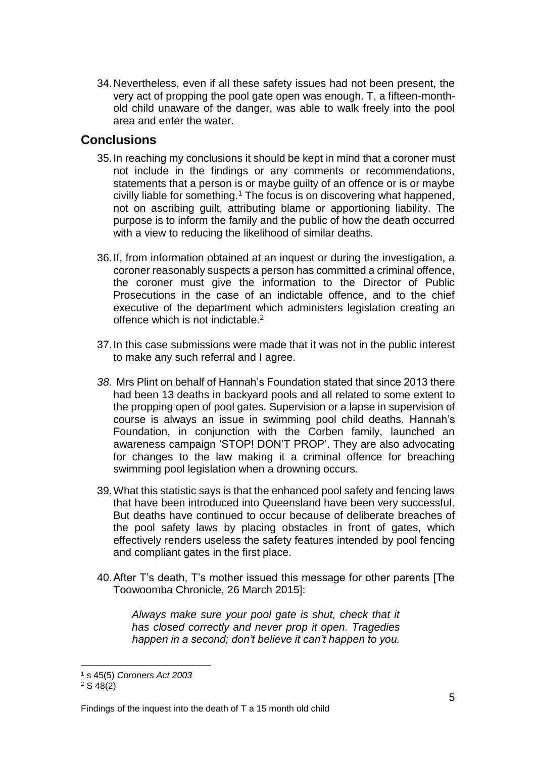34. Nevertheless, even if all these safety issues had not been present, the very act of propping the pool gate open was enough. T, a fifteen-month-old child unaware of the danger, was able to walk freely into the pool area and enter the water.

## Conclusions

35. In reaching my conclusions it should be kept in mind that a coroner must not include in the findings or any comments or recommendations, statements that a person is or maybe guilty of an offence or is or maybe civilly liable for something.[1] The focus is on discovering what happened, not on ascribing guilt, attributing blame or apportioning liability. The purpose is to inform the family and the public of how the death occurred with a view to reducing the likelihood of similar deaths.

36. If, from information obtained at an inquest or during the investigation, a coroner reasonably suspects a person has committed a criminal offence, the coroner must give the information to the Director of Public Prosecutions in the case of an indictable offence, and to the chief executive of the department which administers legislation creating an offence which is not indictable.[2]

37. In this case submissions were made that it was not in the public interest to make any such referral and I agree.

38. Mrs Plint on behalf of Hannah's Foundation stated that since 2013 there had been 13 deaths in backyard pools and all related to some extent to the propping open of pool gates. Supervision or a lapse in supervision of course is always an issue in swimming pool child deaths. Hannah's Foundation, in conjunction with the Corben family, launched an awareness campaign 'STOP! DON'T PROP'. They are also advocating for changes to the law making it a criminal offence for breaching swimming pool legislation when a drowning occurs.

39. What this statistic says is that the enhanced pool safety and fencing laws that have been introduced into Queensland have been very successful. But deaths have continued to occur because of deliberate breaches of the pool safety laws by placing obstacles in front of gates, which effectively renders useless the safety features intended by pool fencing and compliant gates in the first place.

40. After T's death, T's mother issued this message for other parents [The Toowoomba Chronicle, 26 March 2015]:

> *Always make sure your pool gate is shut, check that it has closed correctly and never prop it open. Tragedies happen in a second; don't believe it can't happen to you.*

---

[1] s 45(5) *Coroners Act 2003*

[2] S 48(2)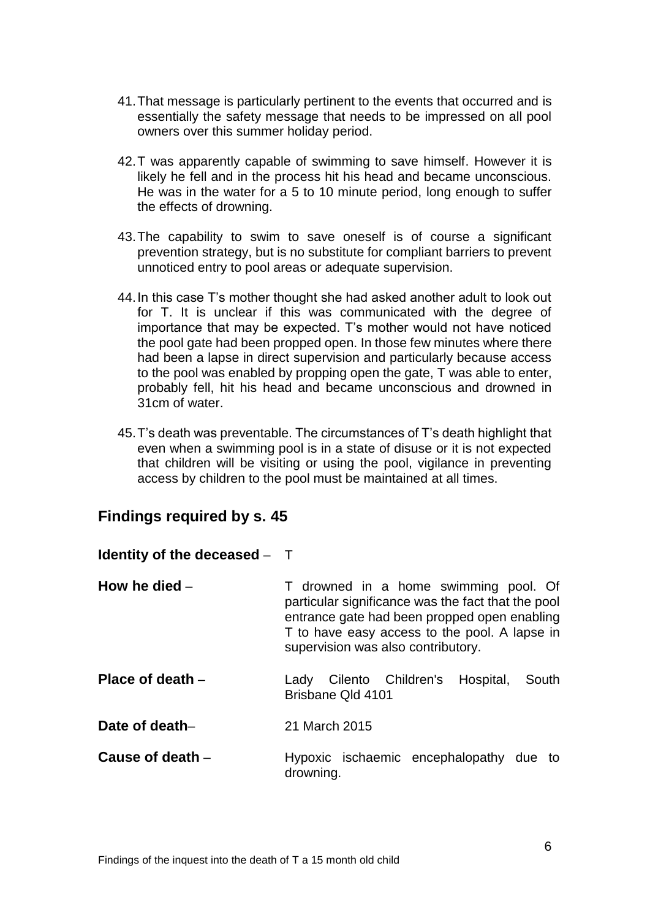41. That message is particularly pertinent to the events that occurred and is essentially the safety message that needs to be impressed on all pool owners over this summer holiday period.

42. T was apparently capable of swimming to save himself. However it is likely he fell and in the process hit his head and became unconscious. He was in the water for a 5 to 10 minute period, long enough to suffer the effects of drowning.

43. The capability to swim to save oneself is of course a significant prevention strategy, but is no substitute for compliant barriers to prevent unnoticed entry to pool areas or adequate supervision.

44. In this case T's mother thought she had asked another adult to look out for T. It is unclear if this was communicated with the degree of importance that may be expected. T's mother would not have noticed the pool gate had been propped open. In those few minutes where there had been a lapse in direct supervision and particularly because access to the pool was enabled by propping open the gate, T was able to enter, probably fell, hit his head and became unconscious and drowned in 31cm of water.

45. T's death was preventable. The circumstances of T's death highlight that even when a swimming pool is in a state of disuse or it is not expected that children will be visiting or using the pool, vigilance in preventing access by children to the pool must be maintained at all times.

## Findings required by s. 45

**Identity of the deceased** – T

**How he died** – T drowned in a home swimming pool. Of particular significance was the fact that the pool entrance gate had been propped open enabling T to have easy access to the pool. A lapse in supervision was also contributory.

**Place of death** – Lady Cilento Children's Hospital, South Brisbane Qld 4101

**Date of death**– 21 March 2015

**Cause of death** – Hypoxic ischaemic encephalopathy due to drowning.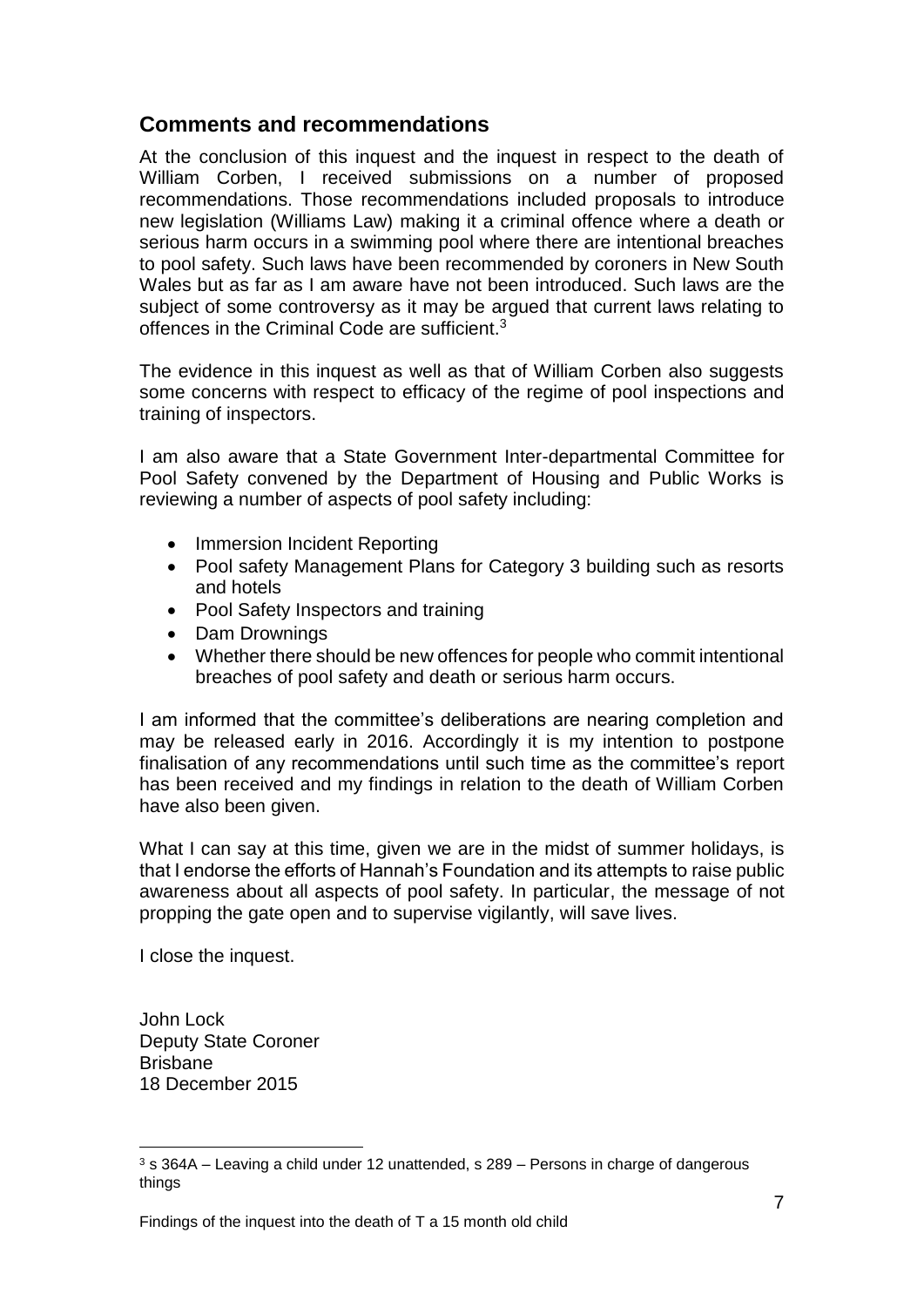## Comments and recommendations

At the conclusion of this inquest and the inquest in respect to the death of William Corben, I received submissions on a number of proposed recommendations. Those recommendations included proposals to introduce new legislation (Williams Law) making it a criminal offence where a death or serious harm occurs in a swimming pool where there are intentional breaches to pool safety. Such laws have been recommended by coroners in New South Wales but as far as I am aware have not been introduced. Such laws are the subject of some controversy as it may be argued that current laws relating to offences in the Criminal Code are sufficient.[3]

The evidence in this inquest as well as that of William Corben also suggests some concerns with respect to efficacy of the regime of pool inspections and training of inspectors.

I am also aware that a State Government Inter-departmental Committee for Pool Safety convened by the Department of Housing and Public Works is reviewing a number of aspects of pool safety including:

- Immersion Incident Reporting
- Pool safety Management Plans for Category 3 building such as resorts and hotels
- Pool Safety Inspectors and training
- Dam Drownings
- Whether there should be new offences for people who commit intentional breaches of pool safety and death or serious harm occurs.

I am informed that the committee's deliberations are nearing completion and may be released early in 2016. Accordingly it is my intention to postpone finalisation of any recommendations until such time as the committee's report has been received and my findings in relation to the death of William Corben have also been given.

What I can say at this time, given we are in the midst of summer holidays, is that I endorse the efforts of Hannah's Foundation and its attempts to raise public awareness about all aspects of pool safety. In particular, the message of not propping the gate open and to supervise vigilantly, will save lives.

I close the inquest.

John Lock
Deputy State Coroner
Brisbane
18 December 2015

---

[3] s 364A – Leaving a child under 12 unattended, s 289 – Persons in charge of dangerous things